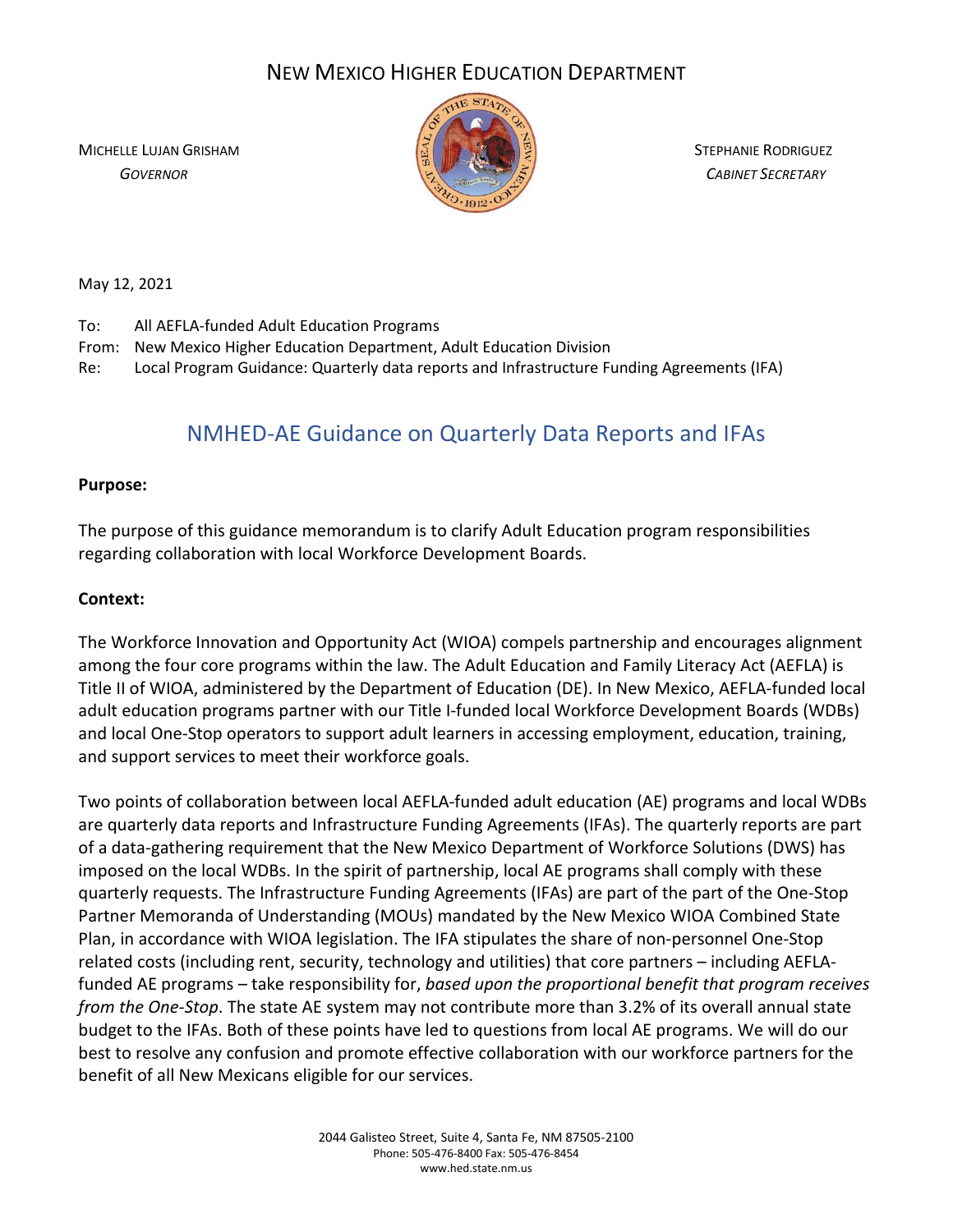# NEW MEXICO HIGHER EDUCATION DEPARTMENT

MICHELLE LUJAN GRISHAM
*GOVERNOR*

STEPHANIE RODRIGUEZ
*CABINET SECRETARY*

May 12, 2021

To: All AEFLA-funded Adult Education Programs
From: New Mexico Higher Education Department, Adult Education Division
Re: Local Program Guidance: Quarterly data reports and Infrastructure Funding Agreements (IFA)

## NMHED-AE Guidance on Quarterly Data Reports and IFAs

**Purpose:**

The purpose of this guidance memorandum is to clarify Adult Education program responsibilities regarding collaboration with local Workforce Development Boards.

**Context:**

The Workforce Innovation and Opportunity Act (WIOA) compels partnership and encourages alignment among the four core programs within the law. The Adult Education and Family Literacy Act (AEFLA) is Title II of WIOA, administered by the Department of Education (DE). In New Mexico, AEFLA-funded local adult education programs partner with our Title I-funded local Workforce Development Boards (WDBs) and local One-Stop operators to support adult learners in accessing employment, education, training, and support services to meet their workforce goals.

Two points of collaboration between local AEFLA-funded adult education (AE) programs and local WDBs are quarterly data reports and Infrastructure Funding Agreements (IFAs). The quarterly reports are part of a data-gathering requirement that the New Mexico Department of Workforce Solutions (DWS) has imposed on the local WDBs. In the spirit of partnership, local AE programs shall comply with these quarterly requests. The Infrastructure Funding Agreements (IFAs) are part of the part of the One-Stop Partner Memoranda of Understanding (MOUs) mandated by the New Mexico WIOA Combined State Plan, in accordance with WIOA legislation. The IFA stipulates the share of non-personnel One-Stop related costs (including rent, security, technology and utilities) that core partners – including AEFLA-funded AE programs – take responsibility for, *based upon the proportional benefit that program receives from the One-Stop*. The state AE system may not contribute more than 3.2% of its overall annual state budget to the IFAs. Both of these points have led to questions from local AE programs. We will do our best to resolve any confusion and promote effective collaboration with our workforce partners for the benefit of all New Mexicans eligible for our services.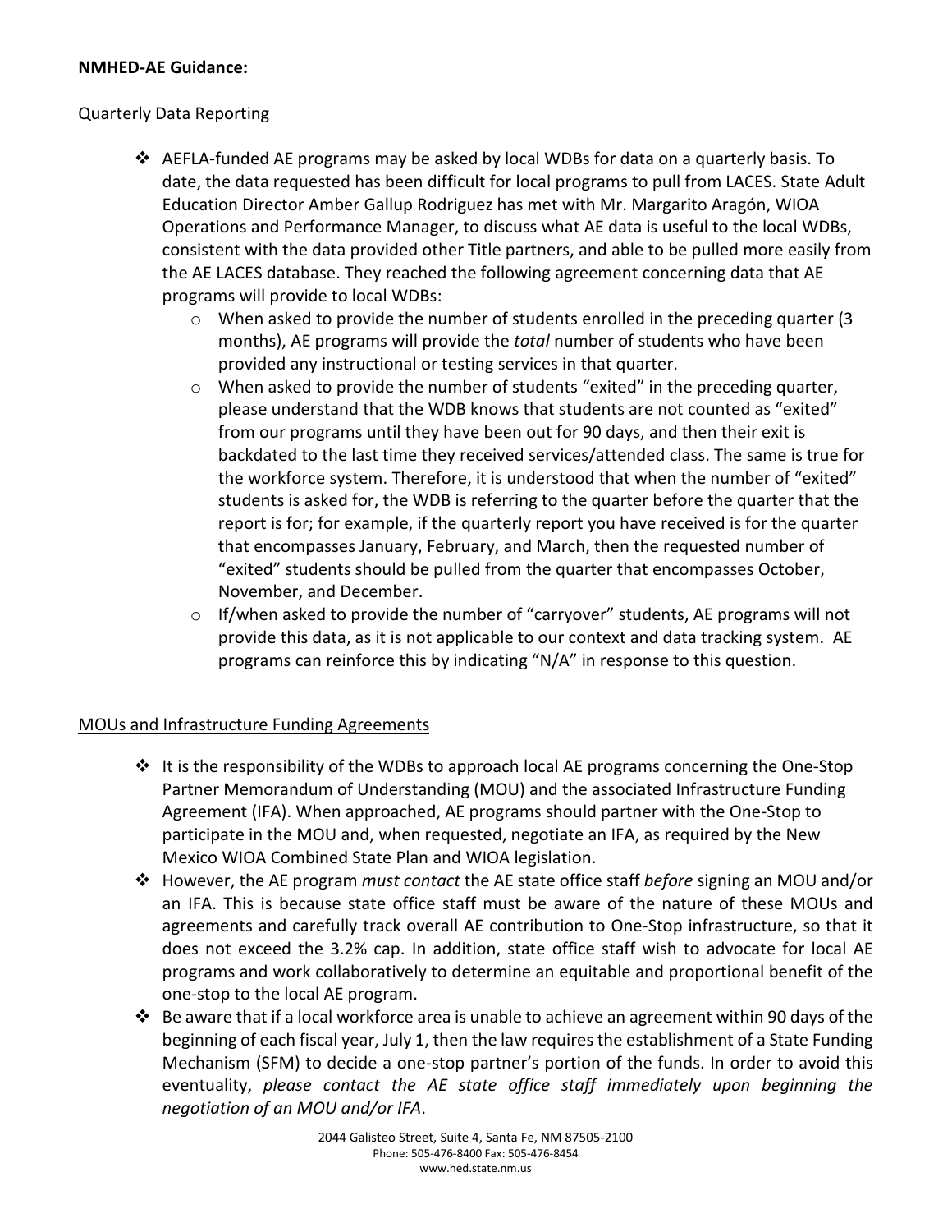**NMHED-AE Guidance:**

<u>Quarterly Data Reporting</u>

- AEFLA-funded AE programs may be asked by local WDBs for data on a quarterly basis. To date, the data requested has been difficult for local programs to pull from LACES. State Adult Education Director Amber Gallup Rodriguez has met with Mr. Margarito Aragón, WIOA Operations and Performance Manager, to discuss what AE data is useful to the local WDBs, consistent with the data provided other Title partners, and able to be pulled more easily from the AE LACES database. They reached the following agreement concerning data that AE programs will provide to local WDBs:
    - When asked to provide the number of students enrolled in the preceding quarter (3 months), AE programs will provide the *total* number of students who have been provided any instructional or testing services in that quarter.
    - When asked to provide the number of students "exited" in the preceding quarter, please understand that the WDB knows that students are not counted as "exited" from our programs until they have been out for 90 days, and then their exit is backdated to the last time they received services/attended class. The same is true for the workforce system. Therefore, it is understood that when the number of "exited" students is asked for, the WDB is referring to the quarter before the quarter that the report is for; for example, if the quarterly report you have received is for the quarter that encompasses January, February, and March, then the requested number of "exited" students should be pulled from the quarter that encompasses October, November, and December.
    - If/when asked to provide the number of "carryover" students, AE programs will not provide this data, as it is not applicable to our context and data tracking system. AE programs can reinforce this by indicating "N/A" in response to this question.

<u>MOUs and Infrastructure Funding Agreements</u>

- It is the responsibility of the WDBs to approach local AE programs concerning the One-Stop Partner Memorandum of Understanding (MOU) and the associated Infrastructure Funding Agreement (IFA). When approached, AE programs should partner with the One-Stop to participate in the MOU and, when requested, negotiate an IFA, as required by the New Mexico WIOA Combined State Plan and WIOA legislation.
- However, the AE program *must contact* the AE state office staff *before* signing an MOU and/or an IFA. This is because state office staff must be aware of the nature of these MOUs and agreements and carefully track overall AE contribution to One-Stop infrastructure, so that it does not exceed the 3.2% cap. In addition, state office staff wish to advocate for local AE programs and work collaboratively to determine an equitable and proportional benefit of the one-stop to the local AE program.
- Be aware that if a local workforce area is unable to achieve an agreement within 90 days of the beginning of each fiscal year, July 1, then the law requires the establishment of a State Funding Mechanism (SFM) to decide a one-stop partner's portion of the funds. In order to avoid this eventuality, *please contact the AE state office staff immediately upon beginning the negotiation of an MOU and/or IFA*.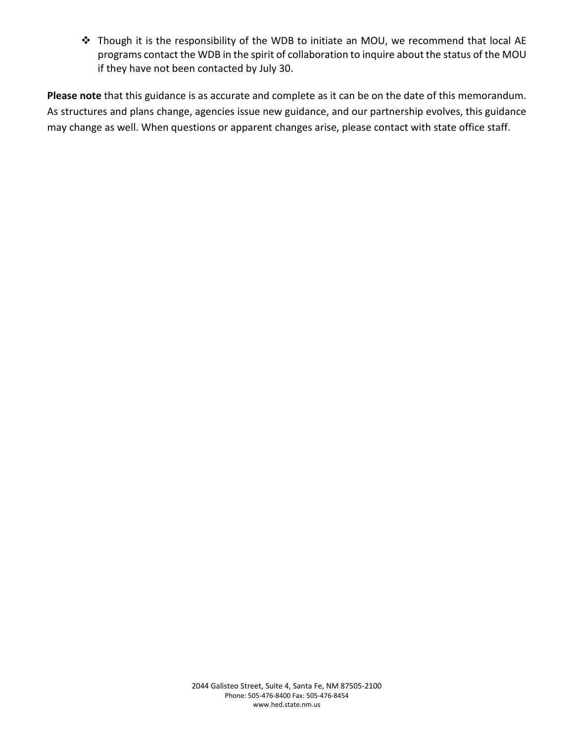- Though it is the responsibility of the WDB to initiate an MOU, we recommend that local AE programs contact the WDB in the spirit of collaboration to inquire about the status of the MOU if they have not been contacted by July 30.

**Please note** that this guidance is as accurate and complete as it can be on the date of this memorandum. As structures and plans change, agencies issue new guidance, and our partnership evolves, this guidance may change as well. When questions or apparent changes arise, please contact with state office staff.